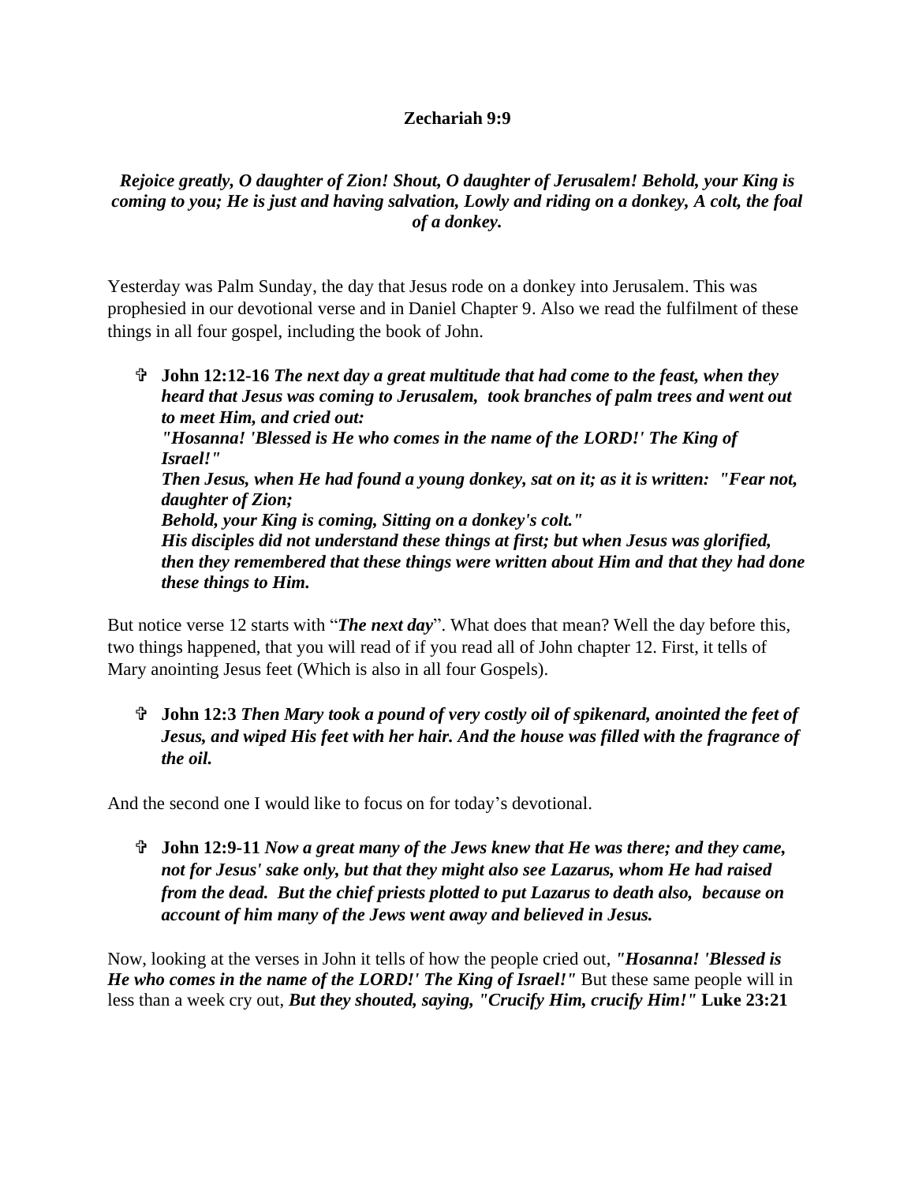**Zechariah 9:9**

***Rejoice greatly, O daughter of Zion! Shout, O daughter of Jerusalem! Behold, your King is coming to you; He is just and having salvation, Lowly and riding on a donkey, A colt, the foal of a donkey.***

Yesterday was Palm Sunday, the day that Jesus rode on a donkey into Jerusalem. This was prophesied in our devotional verse and in Daniel Chapter 9. Also we read the fulfilment of these things in all four gospel, including the book of John.

- ✞ **John 12:12-16** ***The next day a great multitude that had come to the feast, when they heard that Jesus was coming to Jerusalem, took branches of palm trees and went out to meet Him, and cried out:***
  ***"Hosanna! 'Blessed is He who comes in the name of the LORD!' The King of Israel!"***
  ***Then Jesus, when He had found a young donkey, sat on it; as it is written: "Fear not, daughter of Zion;***
  ***Behold, your King is coming, Sitting on a donkey's colt."***
  ***His disciples did not understand these things at first; but when Jesus was glorified, then they remembered that these things were written about Him and that they had done these things to Him.***

But notice verse 12 starts with "***The next day***". What does that mean? Well the day before this, two things happened, that you will read of if you read all of John chapter 12. First, it tells of Mary anointing Jesus feet (Which is also in all four Gospels).

- ✞ **John 12:3** ***Then Mary took a pound of very costly oil of spikenard, anointed the feet of Jesus, and wiped His feet with her hair. And the house was filled with the fragrance of the oil.***

And the second one I would like to focus on for today's devotional.

- ✞ **John 12:9-11** ***Now a great many of the Jews knew that He was there; and they came, not for Jesus' sake only, but that they might also see Lazarus, whom He had raised from the dead. But the chief priests plotted to put Lazarus to death also, because on account of him many of the Jews went away and believed in Jesus.***

Now, looking at the verses in John it tells of how the people cried out, ***"Hosanna! 'Blessed is He who comes in the name of the LORD!' The King of Israel!"*** But these same people will in less than a week cry out, ***But they shouted, saying, "Crucify Him, crucify Him!"*** **Luke 23:21**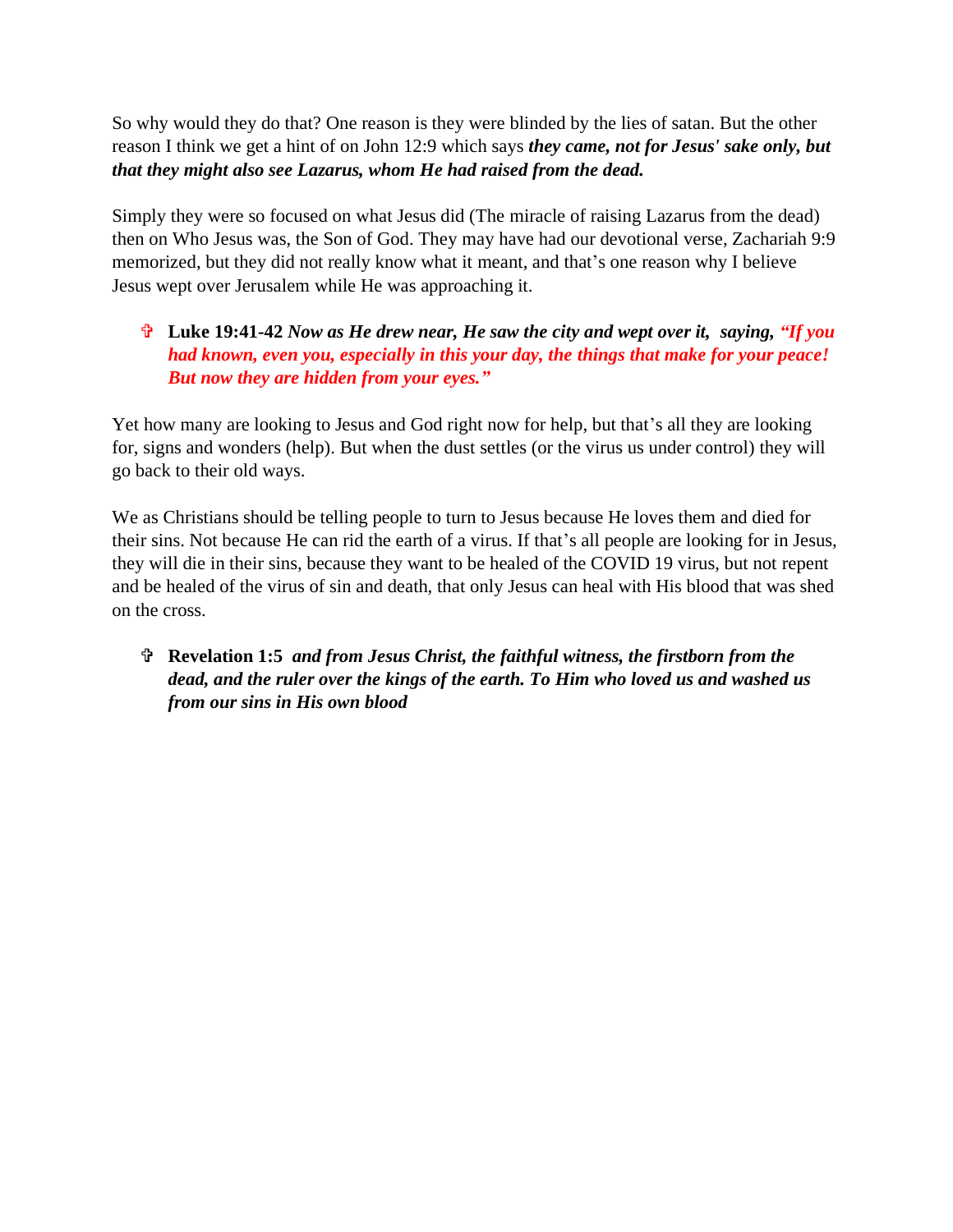So why would they do that? One reason is they were blinded by the lies of satan. But the other reason I think we get a hint of on John 12:9 which says ***they came, not for Jesus' sake only, but that they might also see Lazarus, whom He had raised from the dead.***

Simply they were so focused on what Jesus did (The miracle of raising Lazarus from the dead) then on Who Jesus was, the Son of God. They may have had our devotional verse, Zachariah 9:9 memorized, but they did not really know what it meant, and that's one reason why I believe Jesus wept over Jerusalem while He was approaching it.

- ✞ **Luke 19:41-42** ***Now as He drew near, He saw the city and wept over it, saying, "If you had known, even you, especially in this your day, the things that make for your peace! But now they are hidden from your eyes."***

Yet how many are looking to Jesus and God right now for help, but that's all they are looking for, signs and wonders (help). But when the dust settles (or the virus us under control) they will go back to their old ways.

We as Christians should be telling people to turn to Jesus because He loves them and died for their sins. Not because He can rid the earth of a virus. If that's all people are looking for in Jesus, they will die in their sins, because they want to be healed of the COVID 19 virus, but not repent and be healed of the virus of sin and death, that only Jesus can heal with His blood that was shed on the cross.

- ✞ **Revelation 1:5** ***and from Jesus Christ, the faithful witness, the firstborn from the dead, and the ruler over the kings of the earth. To Him who loved us and washed us from our sins in His own blood***